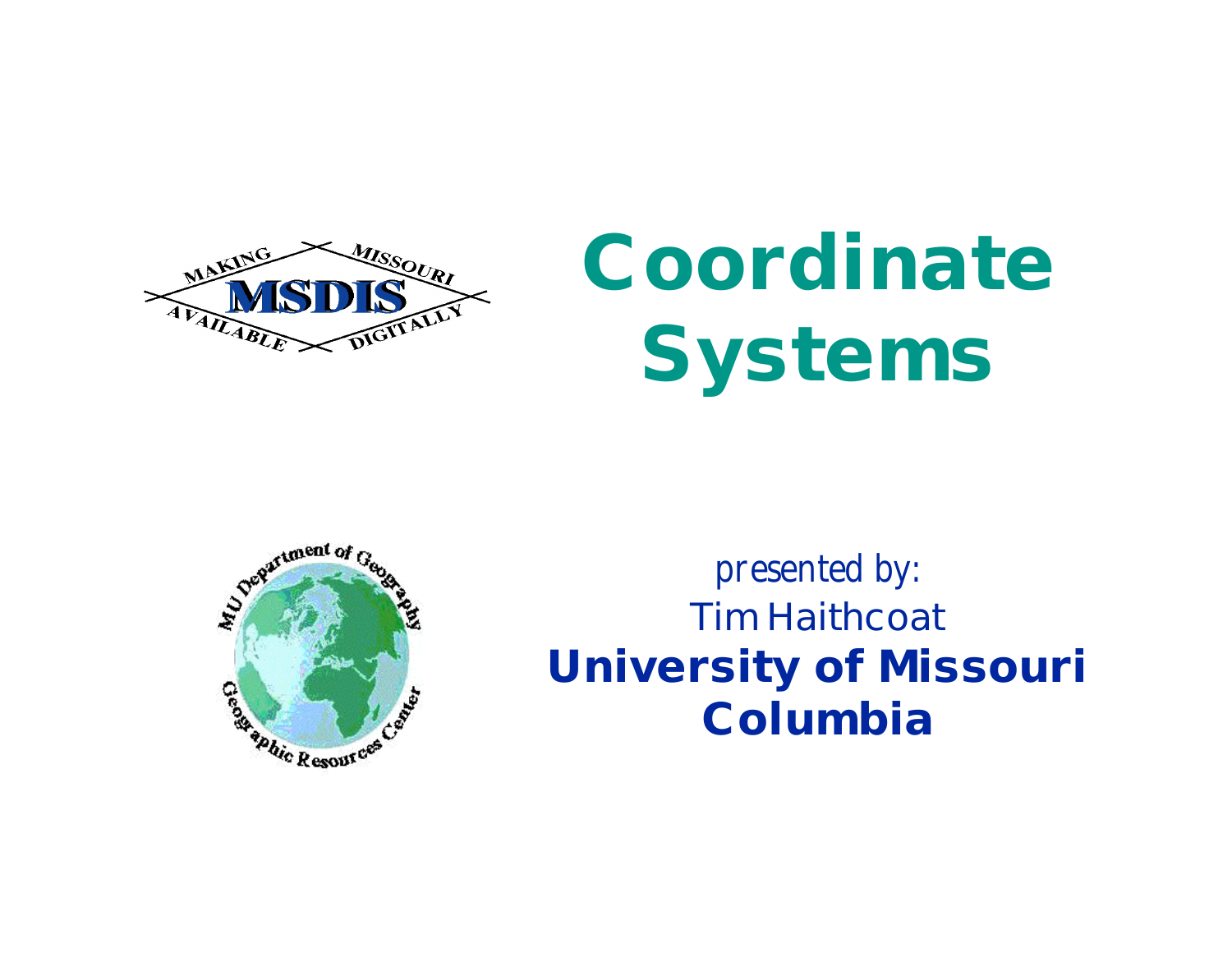# Coordinate Systems

*presented by:*

Tim Haithcoat

**University of Missouri Columbia**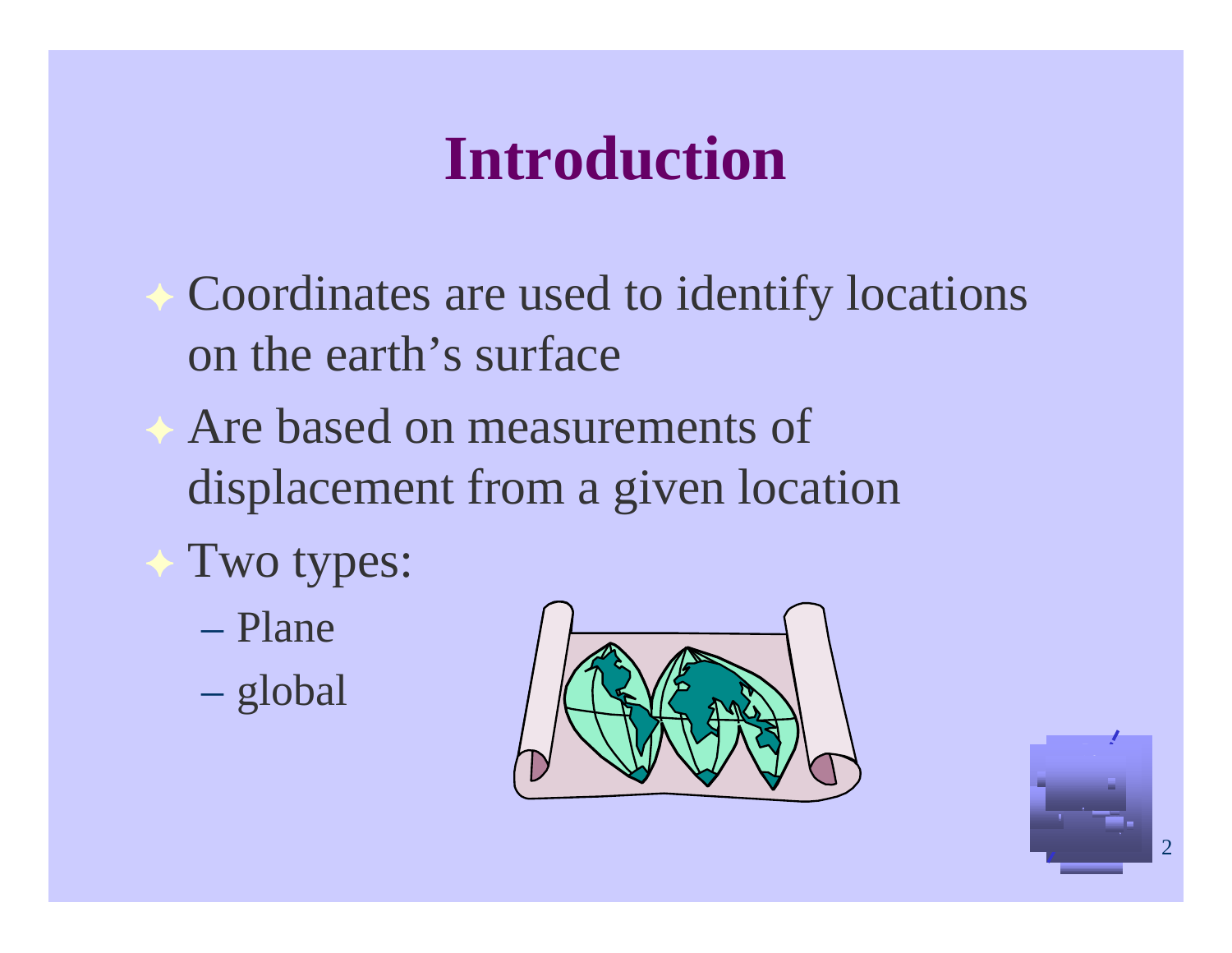# Introduction

- Coordinates are used to identify locations on the earth's surface
- Are based on measurements of displacement from a given location
- Two types:
  - Plane
  - global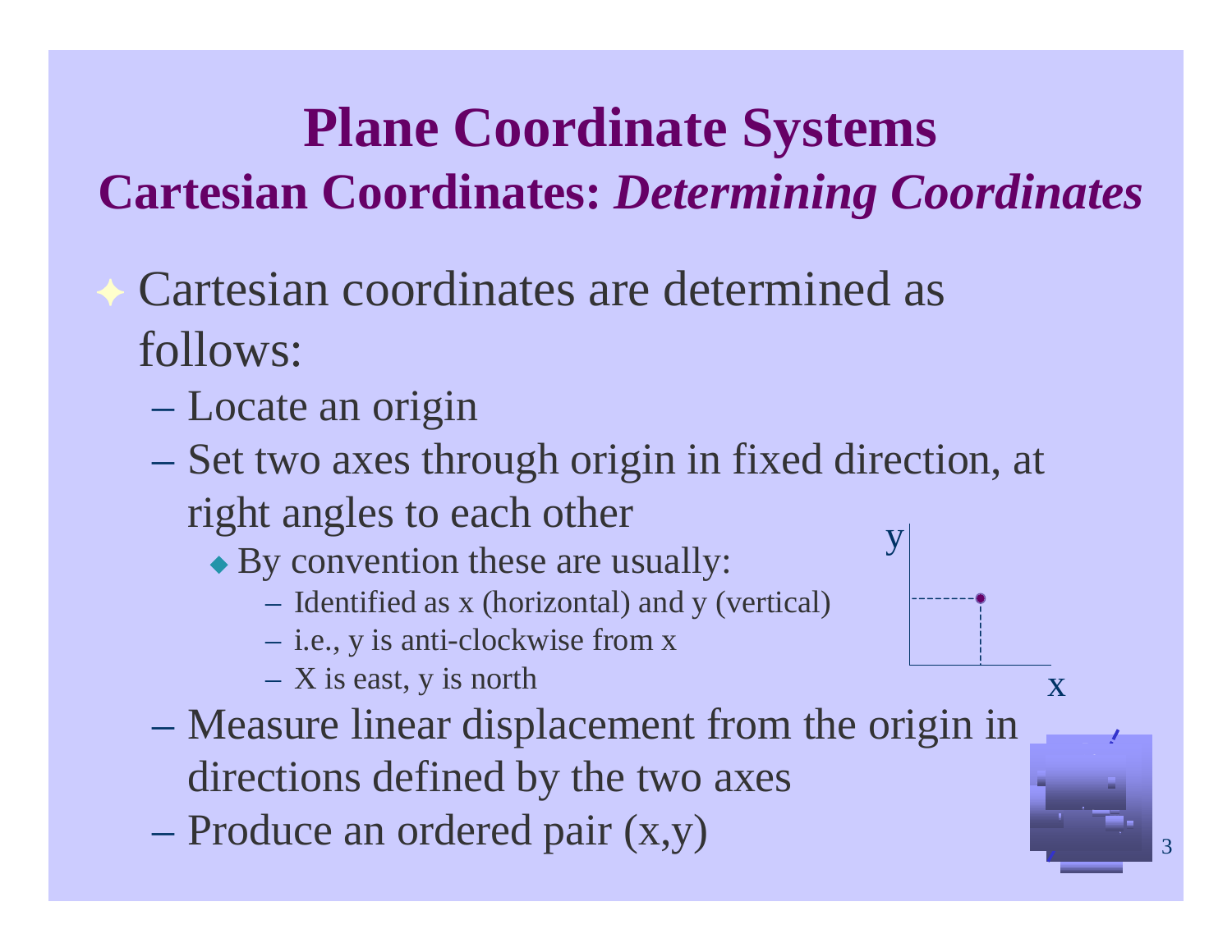# Plane Coordinate Systems

## Cartesian Coordinates: *Determining Coordinates*

- Cartesian coordinates are determined as follows:
  - Locate an origin
  - Set two axes through origin in fixed direction, at right angles to each other
    - By convention these are usually:
      - Identified as x (horizontal) and y (vertical)
      - i.e., y is anti-clockwise from x
      - X is east, y is north
  - Measure linear displacement from the origin in directions defined by the two axes
  - Produce an ordered pair (x,y)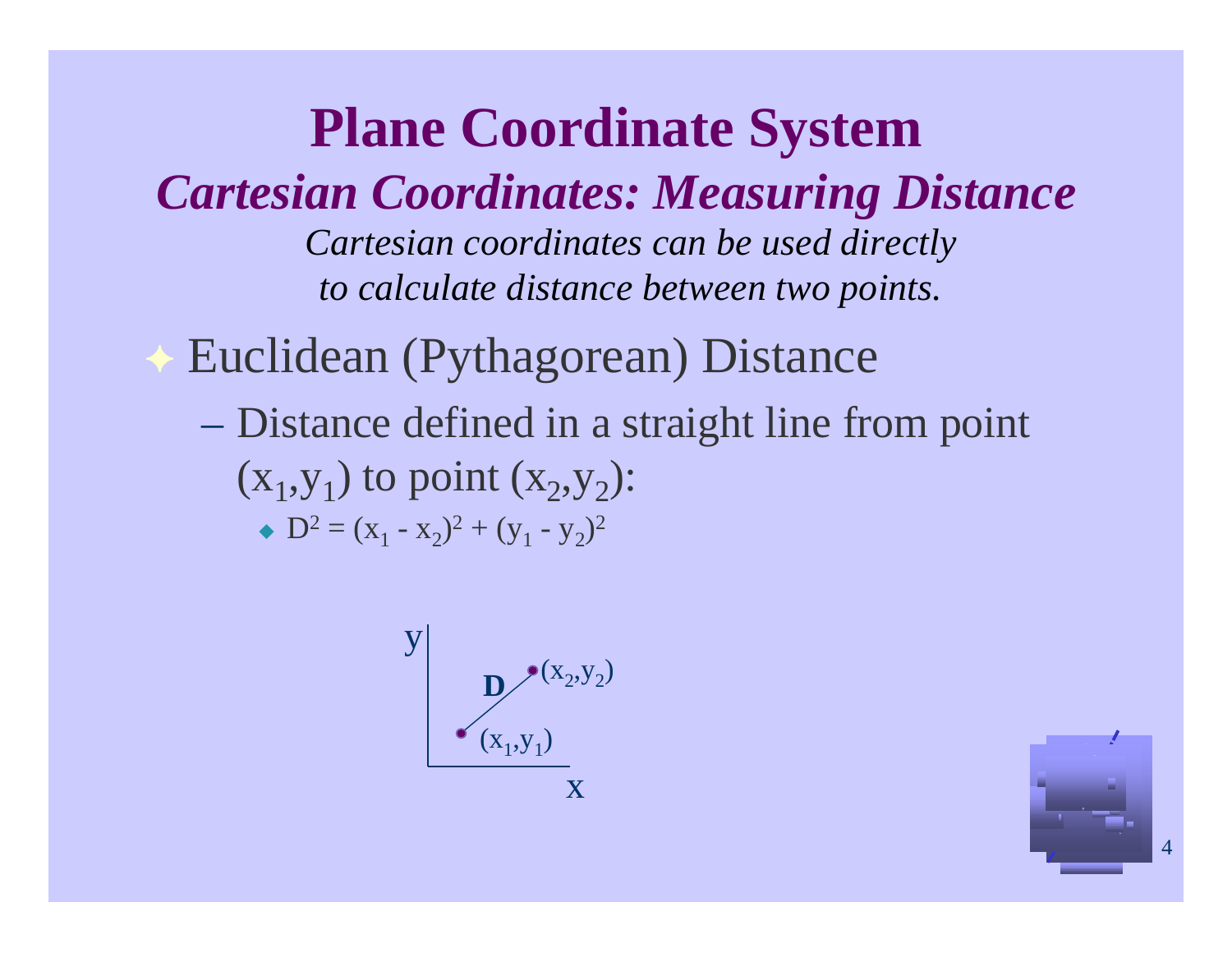# Plane Coordinate System

## *Cartesian Coordinates: Measuring Distance*

*Cartesian coordinates can be used directly to calculate distance between two points.*

- Euclidean (Pythagorean) Distance
  - Distance defined in a straight line from point $(x_1,y_1)$ to point $(x_2,y_2)$:
    - $D^2 = (x_1 - x_2)^2 + (y_1 - y_2)^2$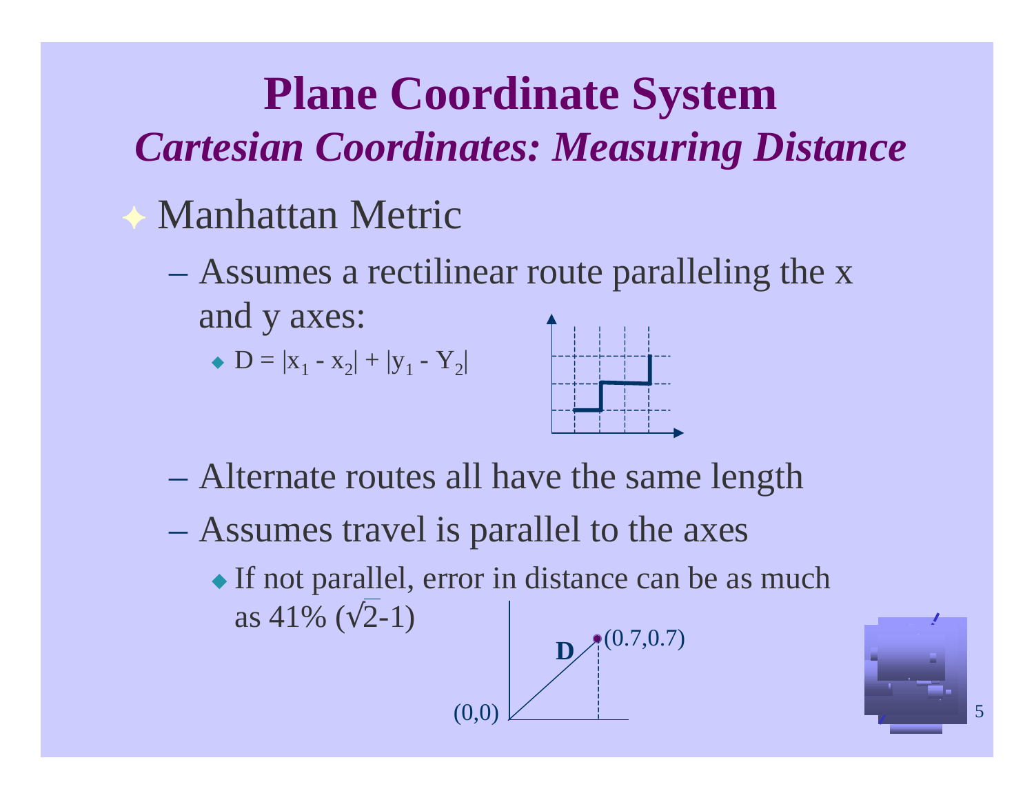# Plane Coordinate System

## *Cartesian Coordinates: Measuring Distance*

- Manhattan Metric
  - Assumes a rectilinear route paralleling the x and y axes:
    - $D = |x_1 - x_2| + |y_1 - Y_2|$
  - Alternate routes all have the same length
  - Assumes travel is parallel to the axes
    - If not parallel, error in distance can be as much as 41% ($\sqrt{2}$-1)

(0,0) **D** (0.7,0.7)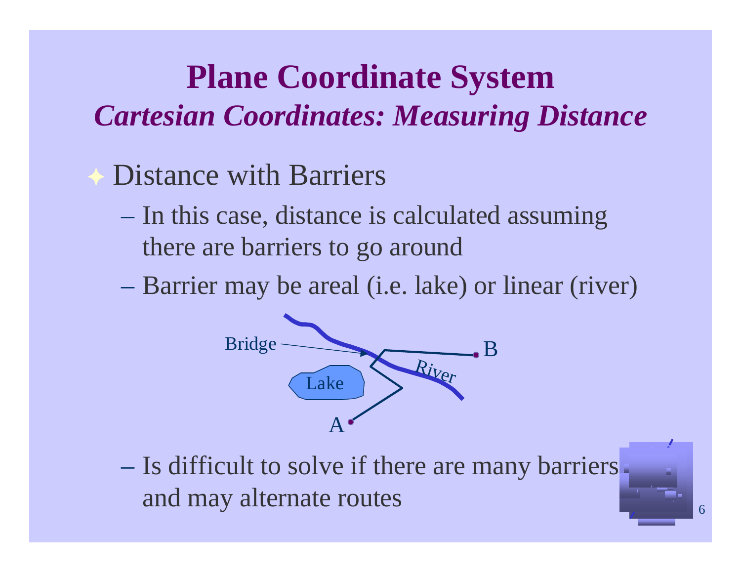# Plane Coordinate System

## *Cartesian Coordinates: Measuring Distance*

- Distance with Barriers
  - In this case, distance is calculated assuming there are barriers to go around
  - Barrier may be areal (i.e. lake) or linear (river)

Bridge

B

River

Lake

A

  - Is difficult to solve if there are many barriers and may alternate routes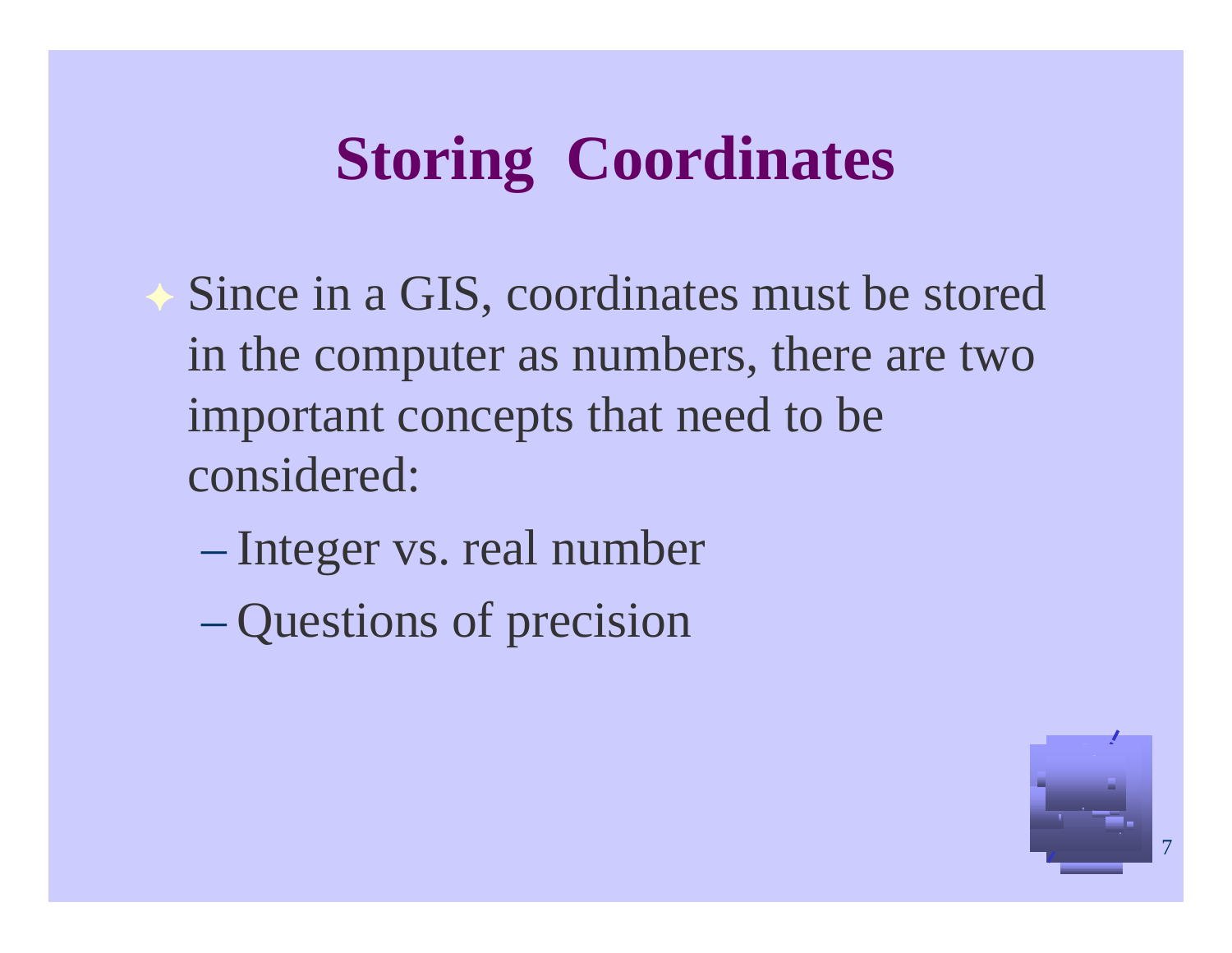# Storing Coordinates

- Since in a GIS, coordinates must be stored in the computer as numbers, there are two important concepts that need to be considered:
  - Integer vs. real number
  - Questions of precision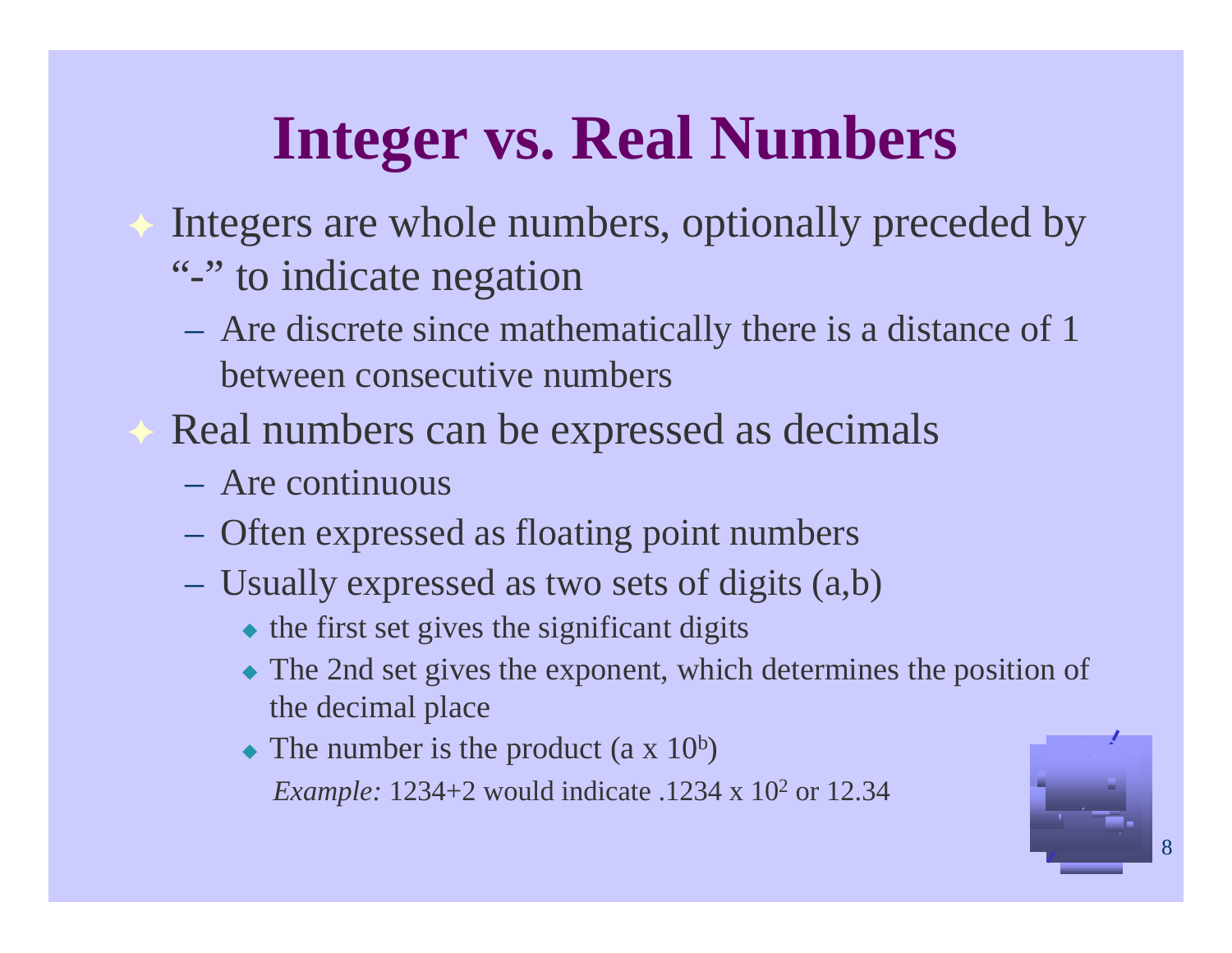# Integer vs. Real Numbers

- Integers are whole numbers, optionally preceded by "-" to indicate negation
  - Are discrete since mathematically there is a distance of 1 between consecutive numbers
- Real numbers can be expressed as decimals
  - Are continuous
  - Often expressed as floating point numbers
  - Usually expressed as two sets of digits (a,b)
    - the first set gives the significant digits
    - The 2nd set gives the exponent, which determines the position of the decimal place
    - The number is the product ($a \times 10^b$)

      *Example:* 1234+2 would indicate $.1234 \times 10^2$ or 12.34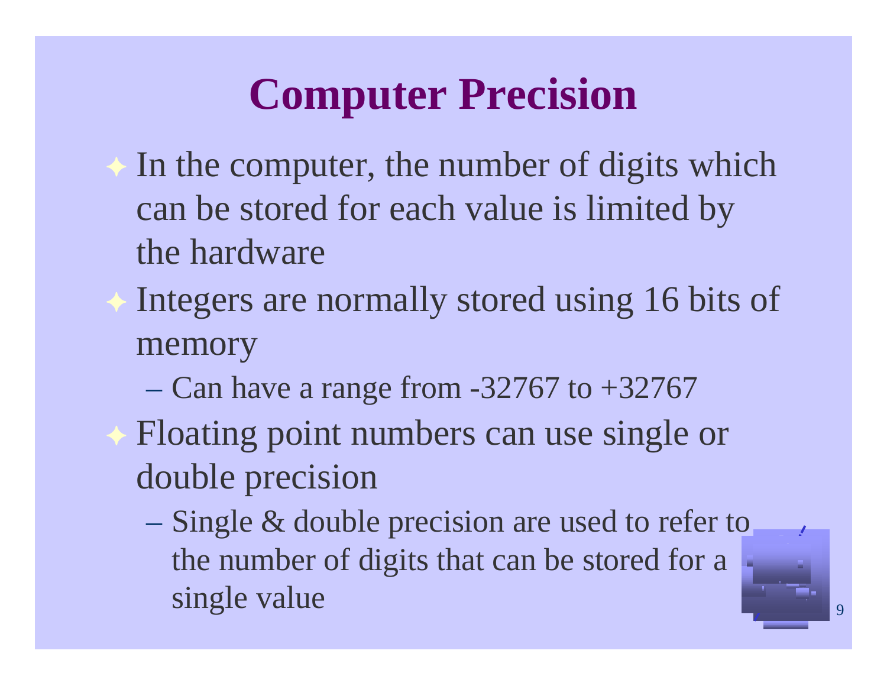# Computer Precision

- In the computer, the number of digits which can be stored for each value is limited by the hardware
- Integers are normally stored using 16 bits of memory
  - Can have a range from -32767 to +32767
- Floating point numbers can use single or double precision
  - Single & double precision are used to refer to the number of digits that can be stored for a single value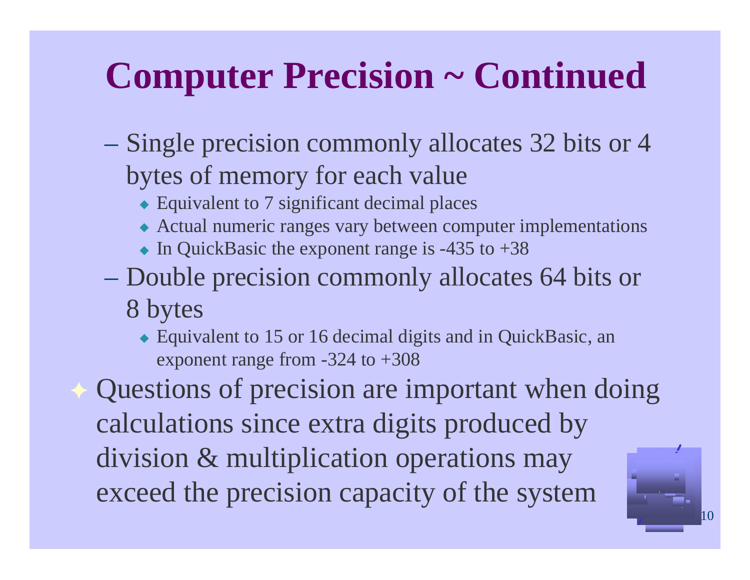# Computer Precision ~ Continued

- Single precision commonly allocates 32 bits or 4 bytes of memory for each value
  - Equivalent to 7 significant decimal places
  - Actual numeric ranges vary between computer implementations
  - In QuickBasic the exponent range is -435 to +38
- Double precision commonly allocates 64 bits or 8 bytes
  - Equivalent to 15 or 16 decimal digits and in QuickBasic, an exponent range from -324 to +308

- Questions of precision are important when doing calculations since extra digits produced by division & multiplication operations may exceed the precision capacity of the system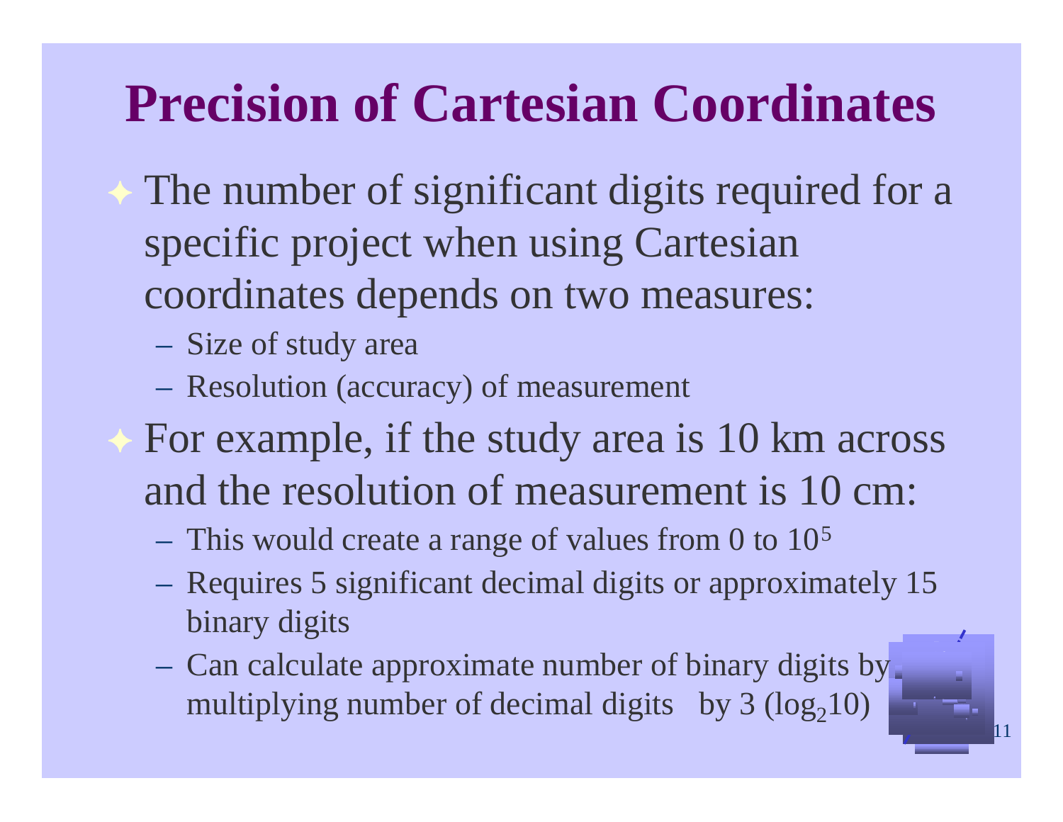# Precision of Cartesian Coordinates

- The number of significant digits required for a specific project when using Cartesian coordinates depends on two measures:
  - Size of study area
  - Resolution (accuracy) of measurement
- For example, if the study area is 10 km across and the resolution of measurement is 10 cm:
  - This would create a range of values from 0 to $10^5$
  - Requires 5 significant decimal digits or approximately 15 binary digits
  - Can calculate approximate number of binary digits by multiplying number of decimal digits by 3 ($\log_2 10$)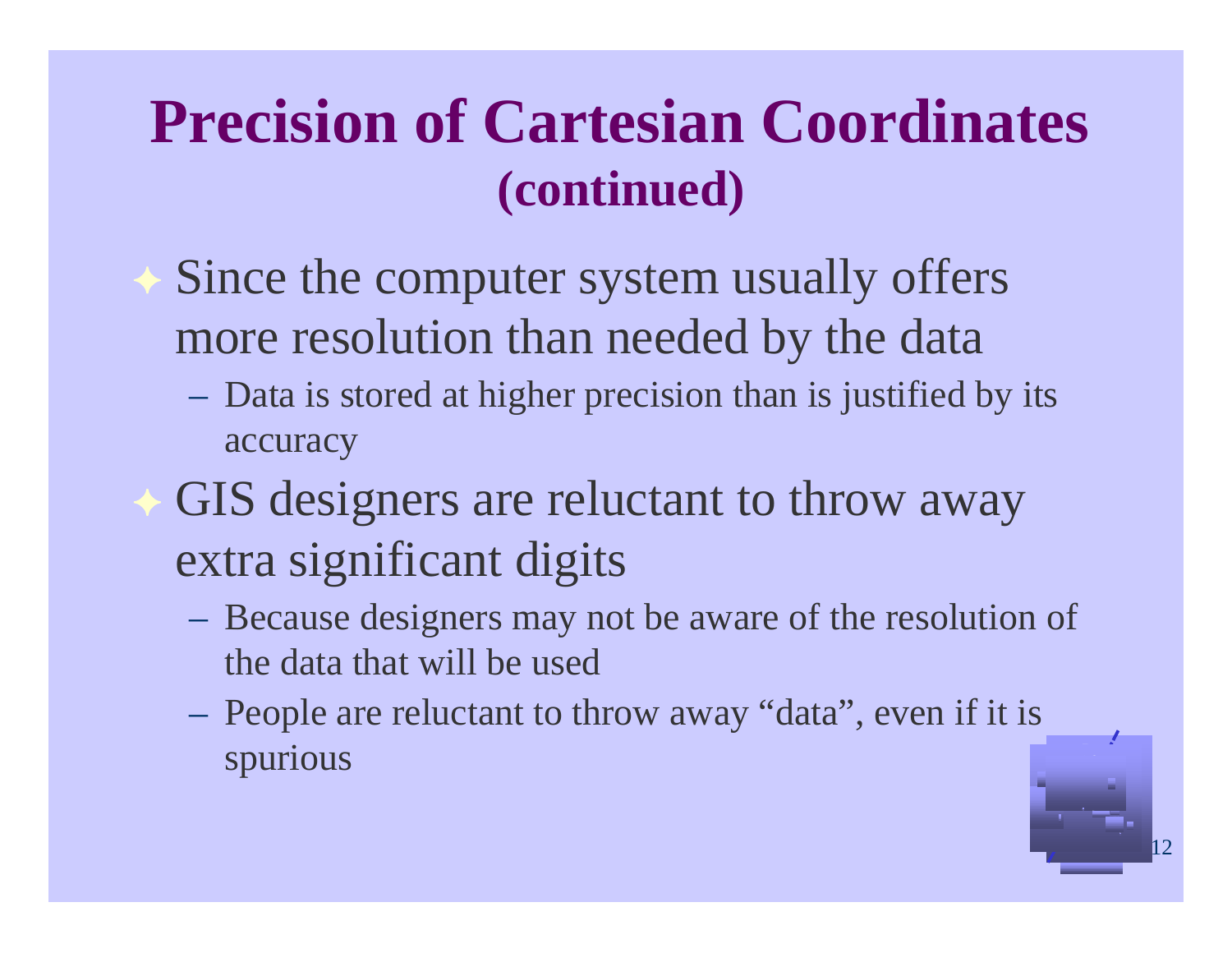# Precision of Cartesian Coordinates (continued)

- Since the computer system usually offers more resolution than needed by the data
  - Data is stored at higher precision than is justified by its accuracy
- GIS designers are reluctant to throw away extra significant digits
  - Because designers may not be aware of the resolution of the data that will be used
  - People are reluctant to throw away “data”, even if it is spurious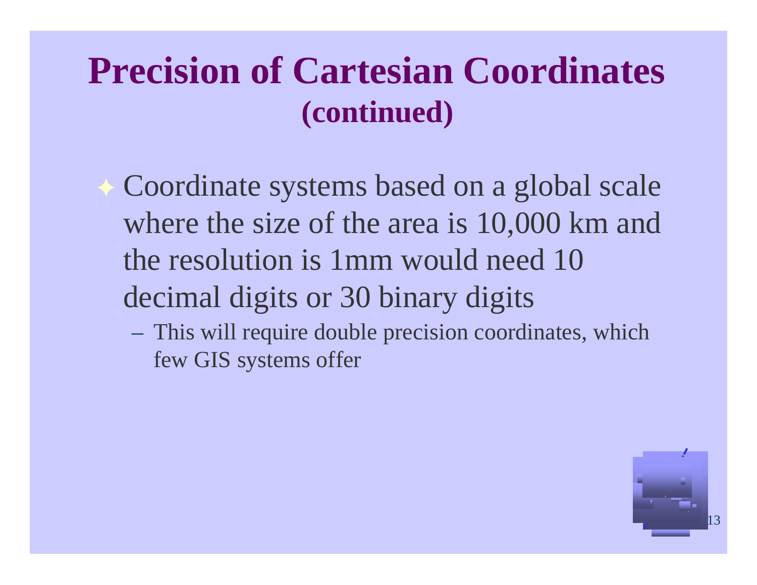# Precision of Cartesian Coordinates (continued)

- Coordinate systems based on a global scale where the size of the area is 10,000 km and the resolution is 1mm would need 10 decimal digits or 30 binary digits
  - This will require double precision coordinates, which few GIS systems offer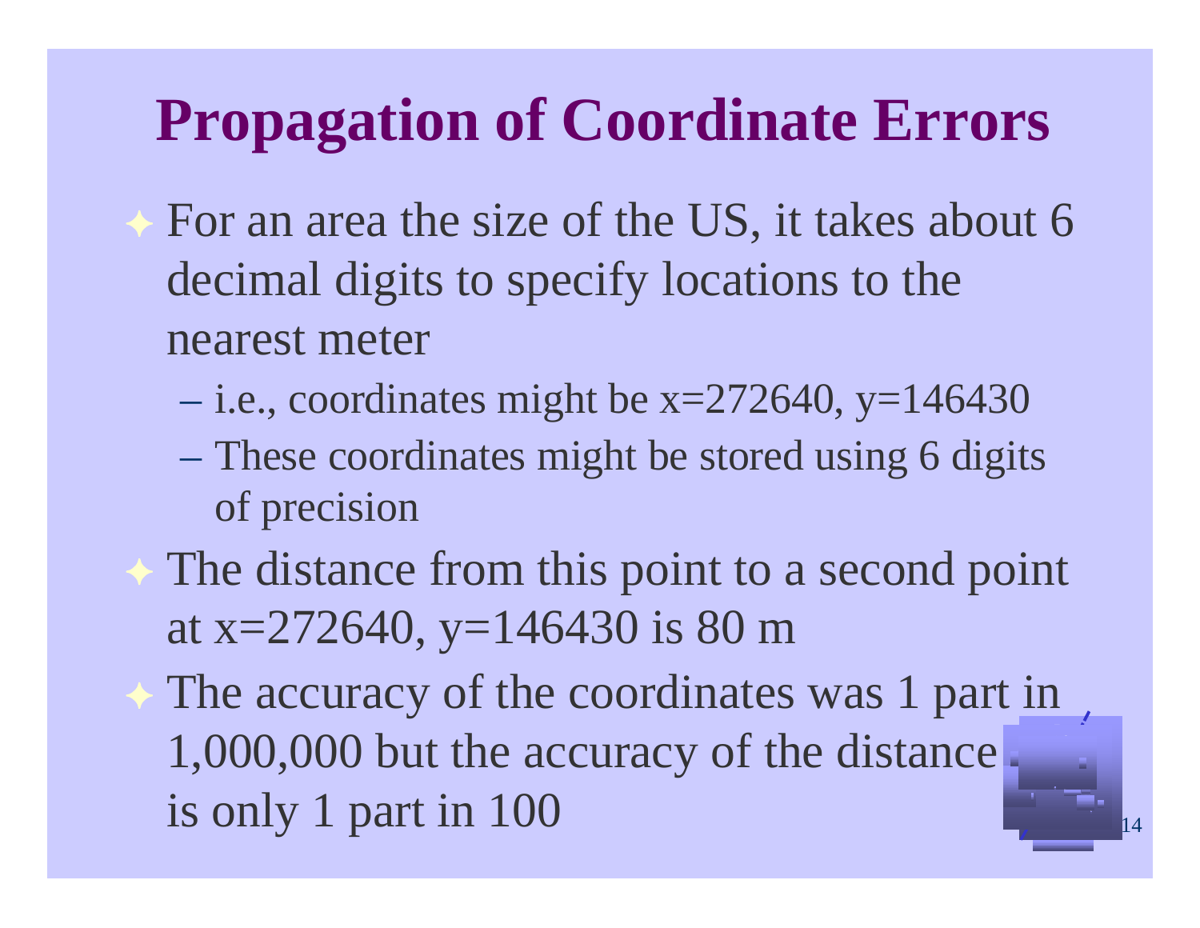# Propagation of Coordinate Errors

- For an area the size of the US, it takes about 6 decimal digits to specify locations to the nearest meter
  - i.e., coordinates might be x=272640, y=146430
  - These coordinates might be stored using 6 digits of precision
- The distance from this point to a second point at x=272640, y=146430 is 80 m
- The accuracy of the coordinates was 1 part in 1,000,000 but the accuracy of the distance is only 1 part in 100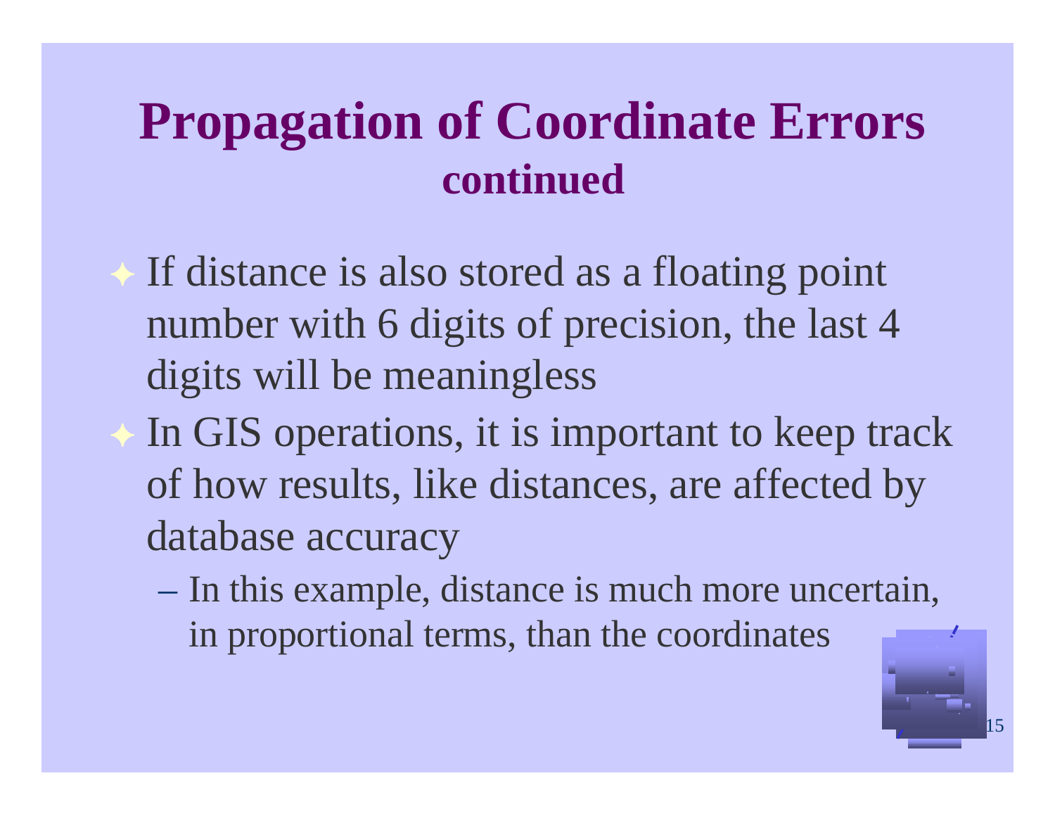# Propagation of Coordinate Errors
## continued

- If distance is also stored as a floating point number with 6 digits of precision, the last 4 digits will be meaningless
- In GIS operations, it is important to keep track of how results, like distances, are affected by database accuracy
  - In this example, distance is much more uncertain, in proportional terms, than the coordinates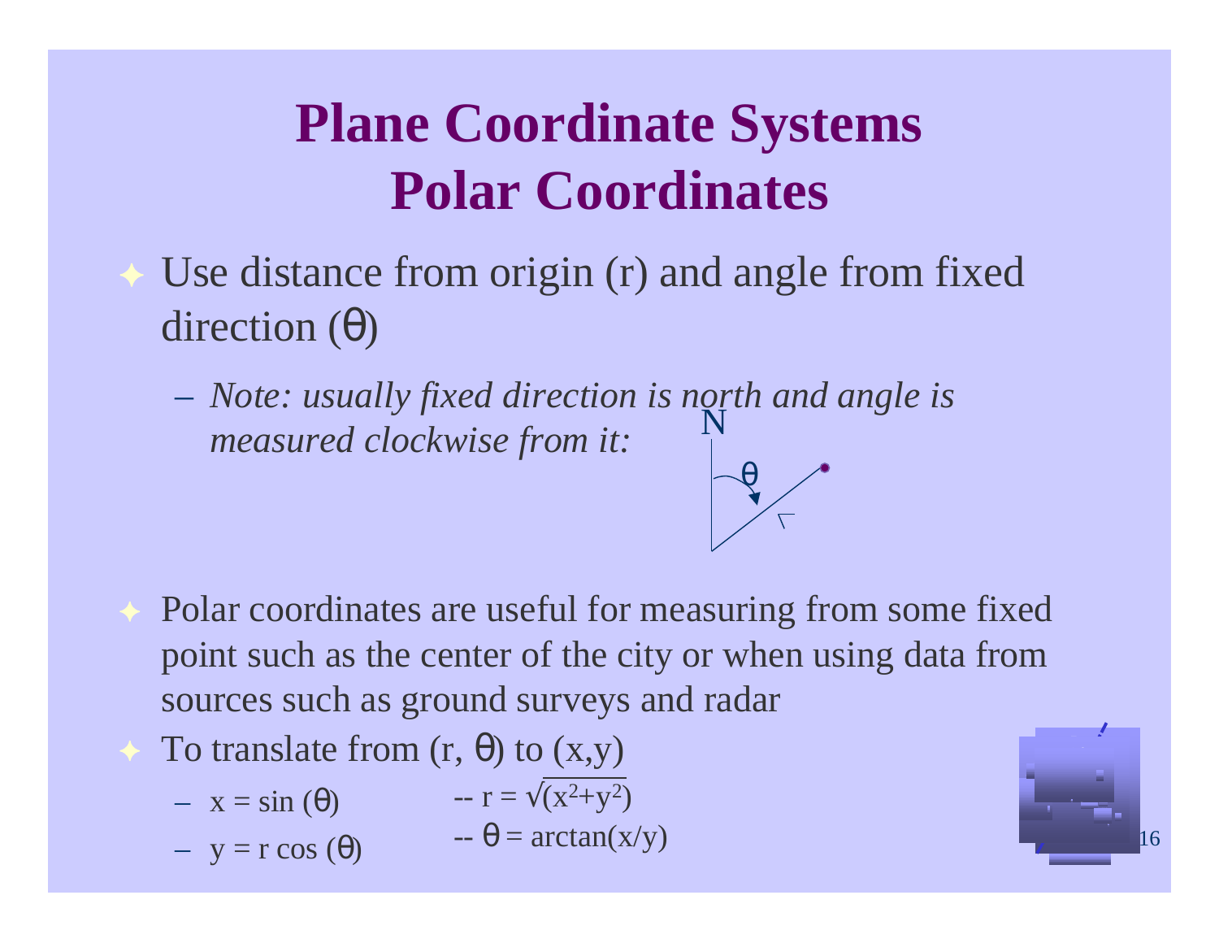# Plane Coordinate Systems Polar Coordinates

- Use distance from origin (r) and angle from fixed direction (θ)
  - *Note: usually fixed direction is north and angle is measured clockwise from it:*

- Polar coordinates are useful for measuring from some fixed point such as the center of the city or when using data from sources such as ground surveys and radar
- To translate from (r, θ) to (x,y)
  - $x = \sin(\theta)$ -- $r = \sqrt{(x^2+y^2)}$
  - $y = r \cos(\theta)$ -- $\theta = \arctan(x/y)$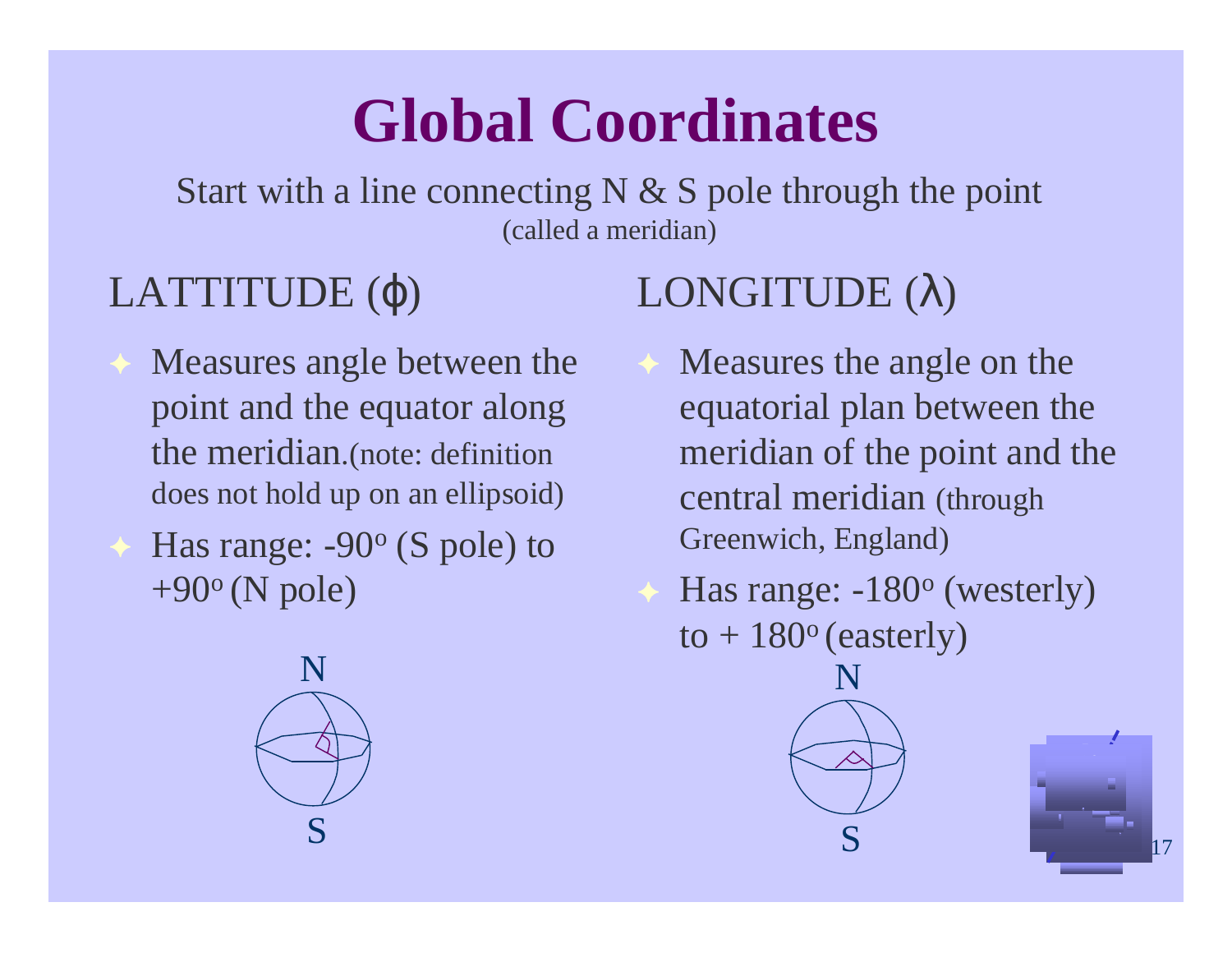# Global Coordinates

Start with a line connecting N & S pole through the point (called a meridian)

## LATTITUDE ($\phi$)

- Measures angle between the point and the equator along the meridian.(note: definition does not hold up on an ellipsoid)
- Has range: -90$^o$ (S pole) to +90$^o$ (N pole)

## LONGITUDE ($\lambda$)

- Measures the angle on the equatorial plan between the meridian of the point and the central meridian (through Greenwich, England)
- Has range: -180$^o$ (westerly) to + 180$^o$ (easterly)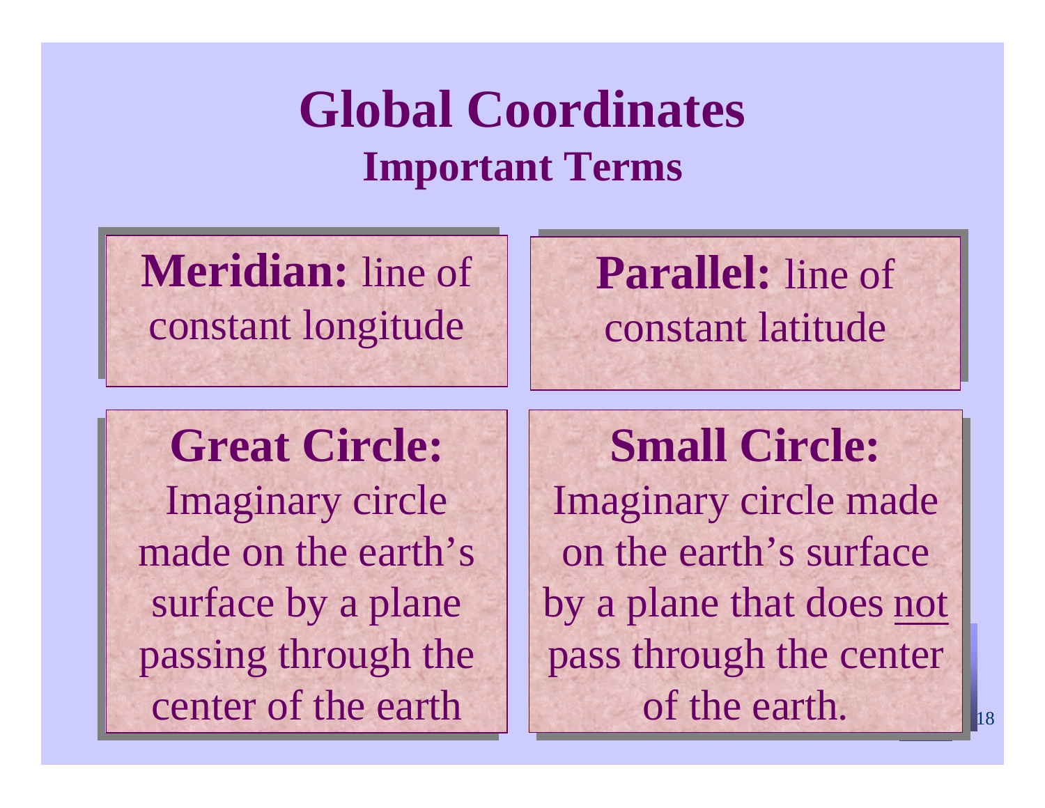# Global Coordinates

## Important Terms

**Meridian:** line of constant longitude

**Parallel:** line of constant latitude

**Great Circle:** Imaginary circle made on the earth's surface by a plane passing through the center of the earth

**Small Circle:** Imaginary circle made on the earth's surface by a plane that does <u>not</u> pass through the center of the earth.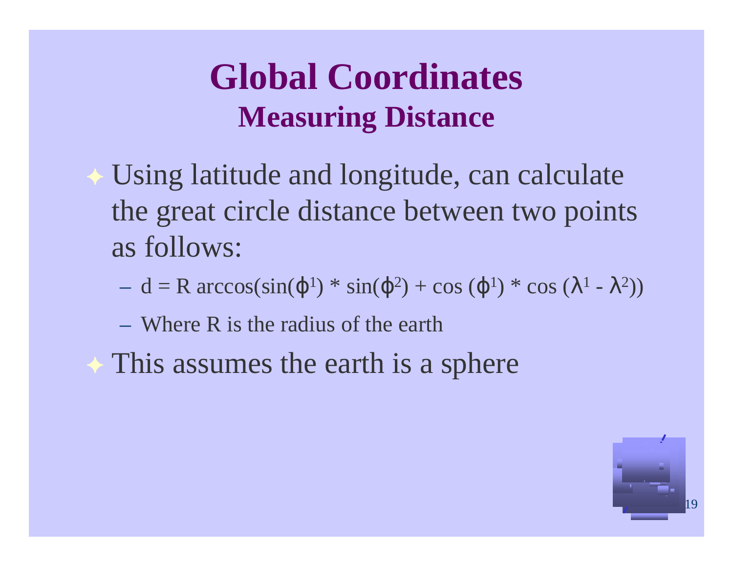# Global Coordinates
## Measuring Distance

- Using latitude and longitude, can calculate the great circle distance between two points as follows:
  - $d = R \arccos(\sin(\phi^1) * \sin(\phi^2) + \cos(\phi^1) * \cos(\lambda^1 - \lambda^2))$
  - Where R is the radius of the earth
- This assumes the earth is a sphere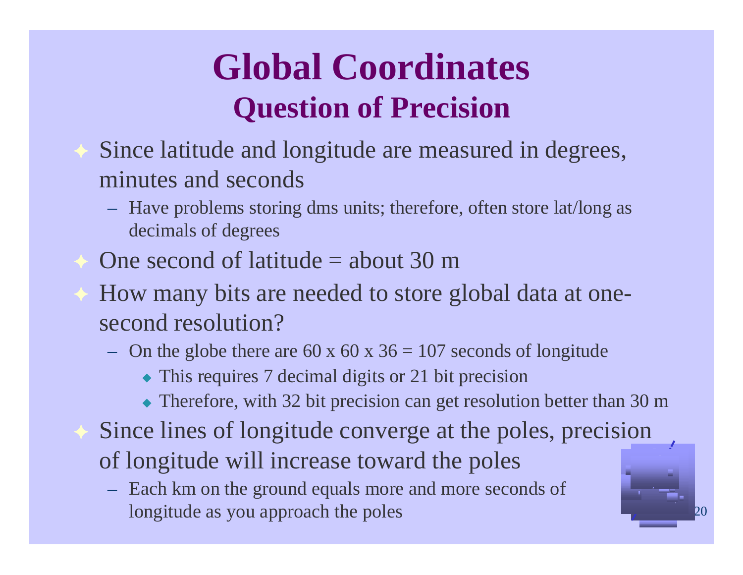# Global Coordinates

## Question of Precision

- Since latitude and longitude are measured in degrees, minutes and seconds
  - Have problems storing dms units; therefore, often store lat/long as decimals of degrees
- One second of latitude = about 30 m
- How many bits are needed to store global data at one-second resolution?
  - On the globe there are 60 x 60 x 36 = 107 seconds of longitude
    - This requires 7 decimal digits or 21 bit precision
    - Therefore, with 32 bit precision can get resolution better than 30 m
- Since lines of longitude converge at the poles, precision of longitude will increase toward the poles
  - Each km on the ground equals more and more seconds of longitude as you approach the poles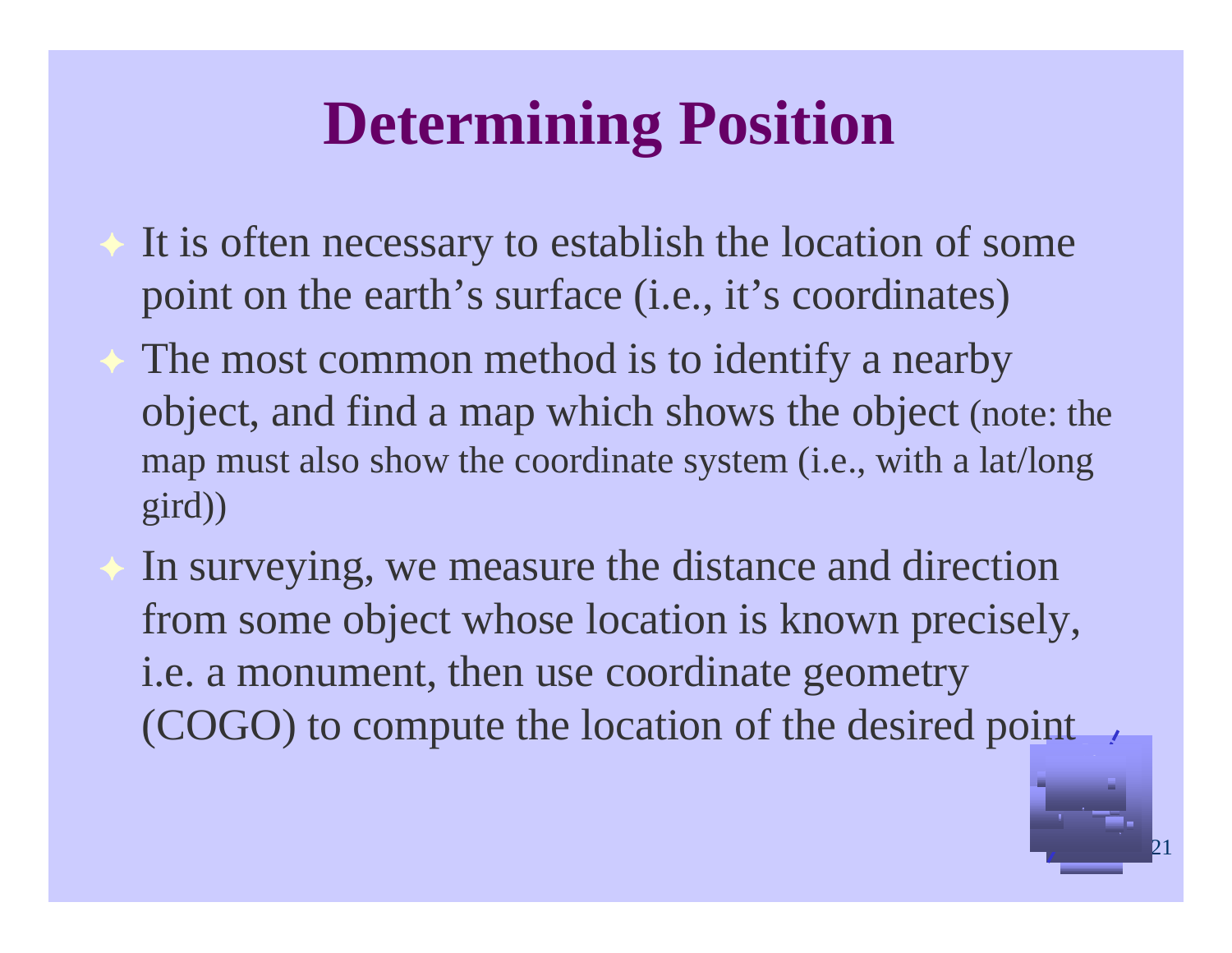# Determining Position

- It is often necessary to establish the location of some point on the earth's surface (i.e., it's coordinates)
- The most common method is to identify a nearby object, and find a map which shows the object (note: the map must also show the coordinate system (i.e., with a lat/long gird))
- In surveying, we measure the distance and direction from some object whose location is known precisely, i.e. a monument, then use coordinate geometry (COGO) to compute the location of the desired point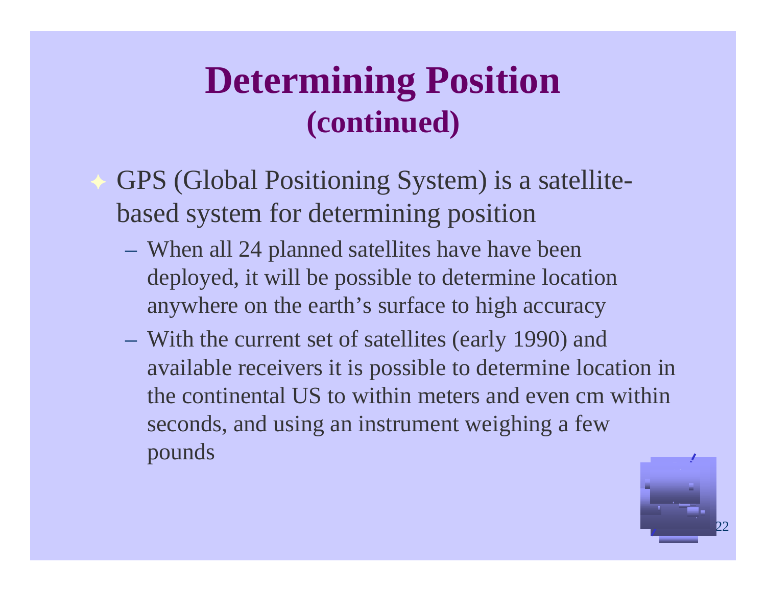# Determining Position
## (continued)

- GPS (Global Positioning System) is a satellite-based system for determining position
  - When all 24 planned satellites have have been deployed, it will be possible to determine location anywhere on the earth's surface to high accuracy
  - With the current set of satellites (early 1990) and available receivers it is possible to determine location in the continental US to within meters and even cm within seconds, and using an instrument weighing a few pounds